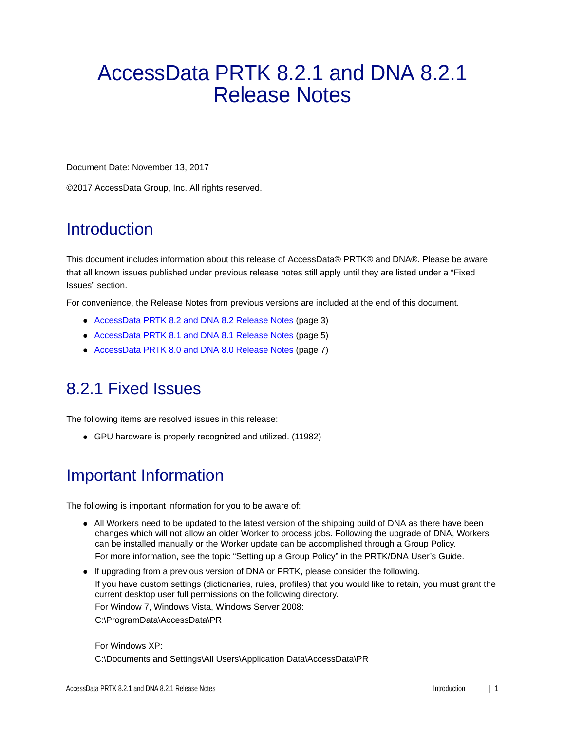# AccessData PRTK 8.2.1 and DNA 8.2.1 Release Notes

Document Date: November 13, 2017

©2017 AccessData Group, Inc. All rights reserved.

## Introduction

This document includes information about this release of AccessData® PRTK® and DNA®. Please be aware that all known issues published under previous release notes still apply until they are listed under a "Fixed Issues" section.

For convenience, the Release Notes from previous versions are included at the end of this document.

- AccessData PRTK 8.2 and DNA 8.2 Release Notes (page 3)
- AccessData PRTK 8.1 and DNA 8.1 Release Notes (page 5)
- AccessData PRTK 8.0 and DNA 8.0 Release Notes (page 7)

## 8.2.1 Fixed Issues

The following items are resolved issues in this release:

- GPU hardware is properly recognized and utilized. (11982)

## Important Information

The following is important information for you to be aware of:

- All Workers need to be updated to the latest version of the shipping build of DNA as there have been changes which will not allow an older Worker to process jobs. Following the upgrade of DNA, Workers can be installed manually or the Worker update can be accomplished through a Group Policy.

  For more information, see the topic "Setting up a Group Policy" in the PRTK/DNA User's Guide.
- If upgrading from a previous version of DNA or PRTK, please consider the following.

  If you have custom settings (dictionaries, rules, profiles) that you would like to retain, you must grant the current desktop user full permissions on the following directory.

  For Window 7, Windows Vista, Windows Server 2008:

  C:\ProgramData\AccessData\PR

  For Windows XP:

  C:\Documents and Settings\All Users\Application Data\AccessData\PR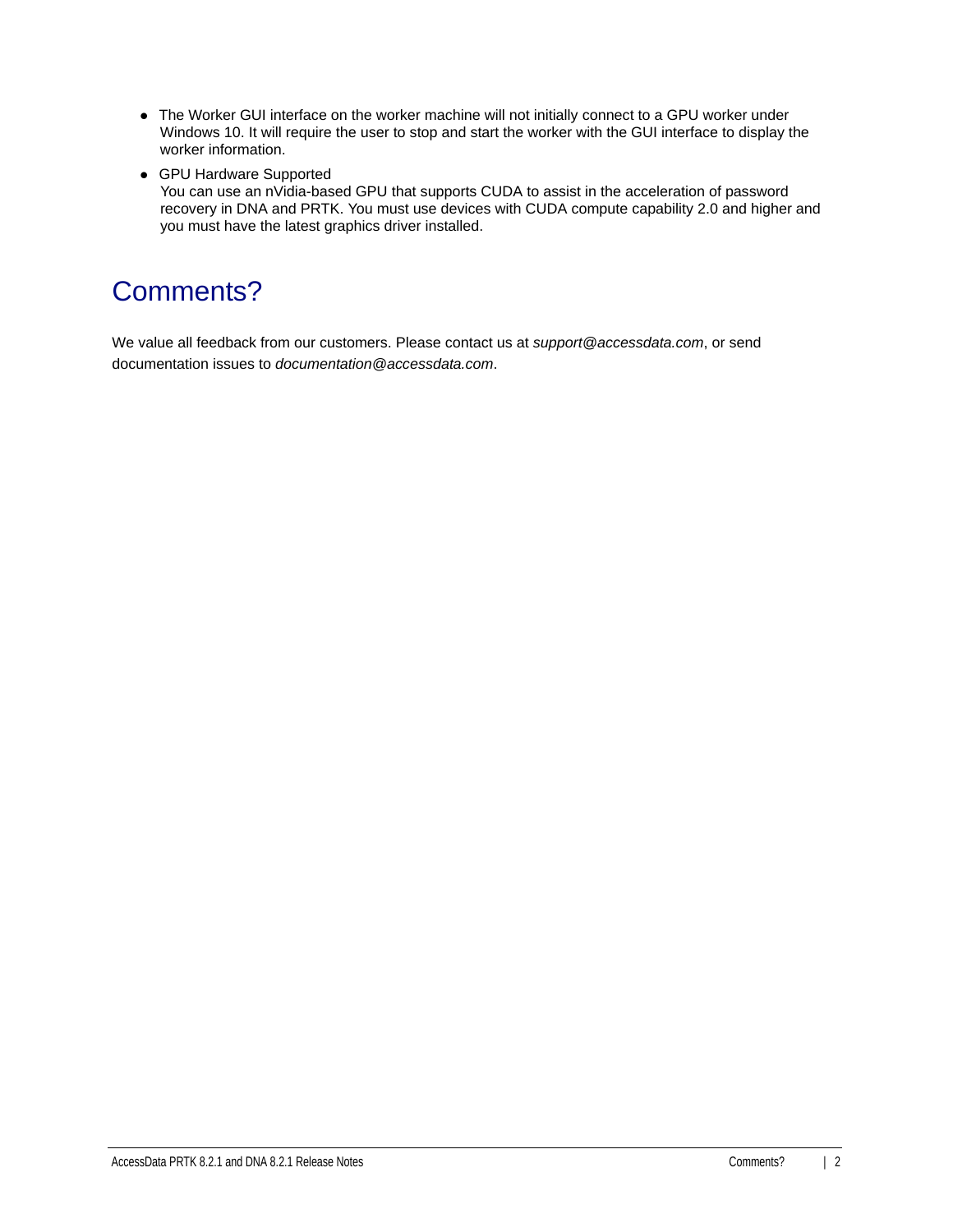- The Worker GUI interface on the worker machine will not initially connect to a GPU worker under Windows 10. It will require the user to stop and start the worker with the GUI interface to display the worker information.
- GPU Hardware Supported
  You can use an nVidia-based GPU that supports CUDA to assist in the acceleration of password recovery in DNA and PRTK. You must use devices with CUDA compute capability 2.0 and higher and you must have the latest graphics driver installed.

# Comments?

We value all feedback from our customers. Please contact us at *support@accessdata.com*, or send documentation issues to *documentation@accessdata.com*.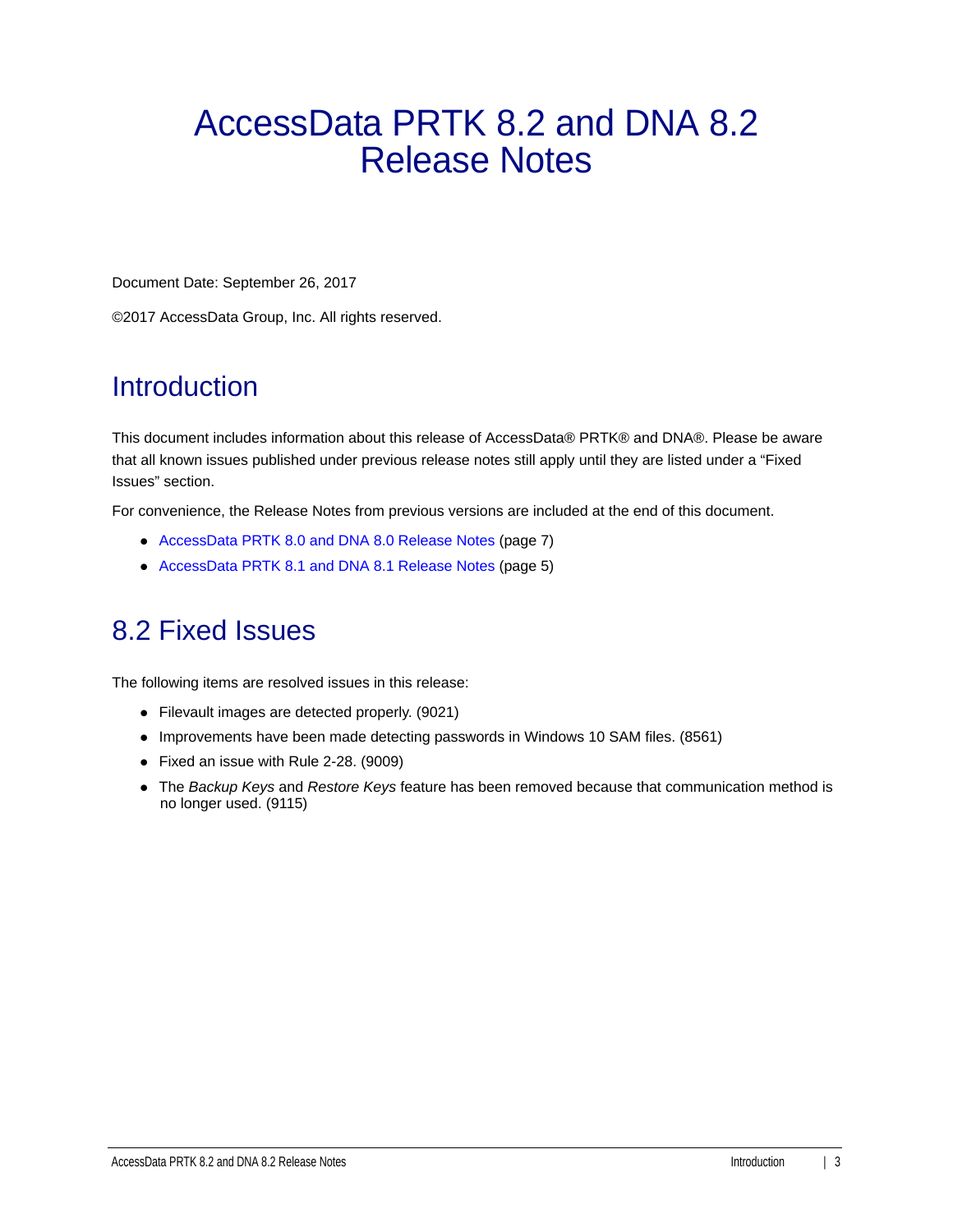# AccessData PRTK 8.2 and DNA 8.2 Release Notes

Document Date: September 26, 2017

©2017 AccessData Group, Inc. All rights reserved.

## Introduction

This document includes information about this release of AccessData® PRTK® and DNA®. Please be aware that all known issues published under previous release notes still apply until they are listed under a “Fixed Issues” section.

For convenience, the Release Notes from previous versions are included at the end of this document.

- AccessData PRTK 8.0 and DNA 8.0 Release Notes (page 7)
- AccessData PRTK 8.1 and DNA 8.1 Release Notes (page 5)

## 8.2 Fixed Issues

The following items are resolved issues in this release:

- Filevault images are detected properly. (9021)
- Improvements have been made detecting passwords in Windows 10 SAM files. (8561)
- Fixed an issue with Rule 2-28. (9009)
- The *Backup Keys* and *Restore Keys* feature has been removed because that communication method is no longer used. (9115)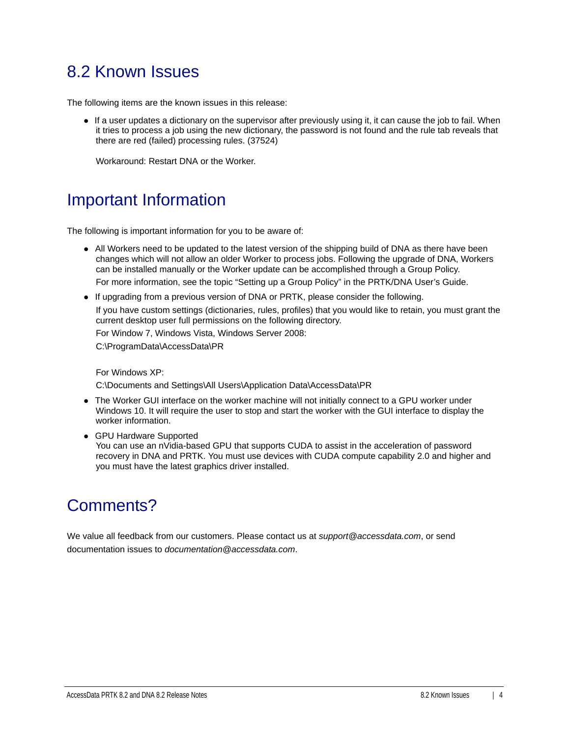# 8.2 Known Issues

The following items are the known issues in this release:

- If a user updates a dictionary on the supervisor after previously using it, it can cause the job to fail. When it tries to process a job using the new dictionary, the password is not found and the rule tab reveals that there are red (failed) processing rules. (37524)

  Workaround: Restart DNA or the Worker.

# Important Information

The following is important information for you to be aware of:

- All Workers need to be updated to the latest version of the shipping build of DNA as there have been changes which will not allow an older Worker to process jobs. Following the upgrade of DNA, Workers can be installed manually or the Worker update can be accomplished through a Group Policy.

  For more information, see the topic “Setting up a Group Policy” in the PRTK/DNA User’s Guide.
- If upgrading from a previous version of DNA or PRTK, please consider the following.

  If you have custom settings (dictionaries, rules, profiles) that you would like to retain, you must grant the current desktop user full permissions on the following directory.

  For Window 7, Windows Vista, Windows Server 2008:

  C:\ProgramData\AccessData\PR

  For Windows XP:

  C:\Documents and Settings\All Users\Application Data\AccessData\PR
- The Worker GUI interface on the worker machine will not initially connect to a GPU worker under Windows 10. It will require the user to stop and start the worker with the GUI interface to display the worker information.
- GPU Hardware Supported
  You can use an nVidia-based GPU that supports CUDA to assist in the acceleration of password recovery in DNA and PRTK. You must use devices with CUDA compute capability 2.0 and higher and you must have the latest graphics driver installed.

# Comments?

We value all feedback from our customers. Please contact us at *support@accessdata.com*, or send documentation issues to *documentation@accessdata.com*.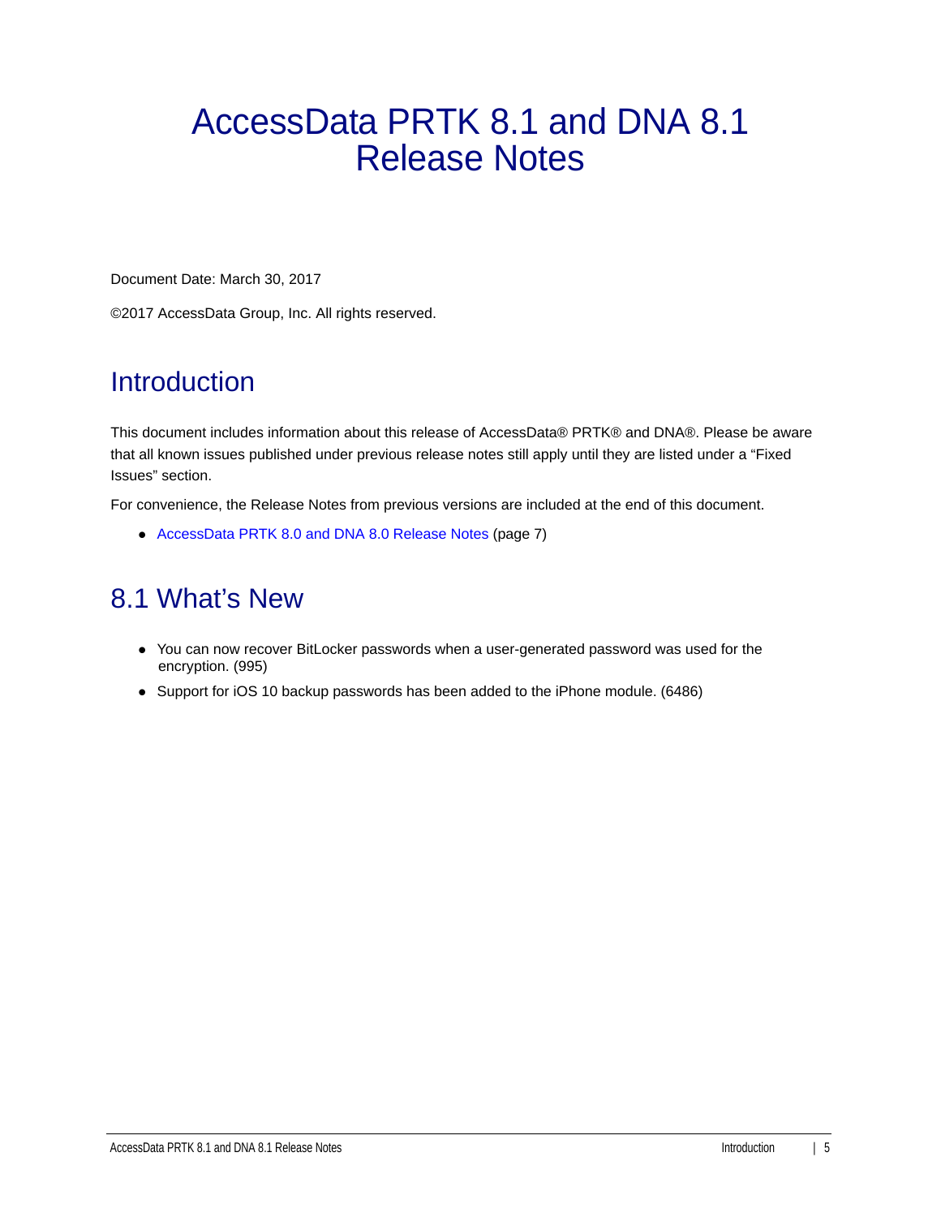# AccessData PRTK 8.1 and DNA 8.1 Release Notes

Document Date: March 30, 2017

©2017 AccessData Group, Inc. All rights reserved.

## Introduction

This document includes information about this release of AccessData® PRTK® and DNA®. Please be aware that all known issues published under previous release notes still apply until they are listed under a "Fixed Issues" section.

For convenience, the Release Notes from previous versions are included at the end of this document.

- AccessData PRTK 8.0 and DNA 8.0 Release Notes (page 7)

## 8.1 What's New

- You can now recover BitLocker passwords when a user-generated password was used for the encryption. (995)
- Support for iOS 10 backup passwords has been added to the iPhone module. (6486)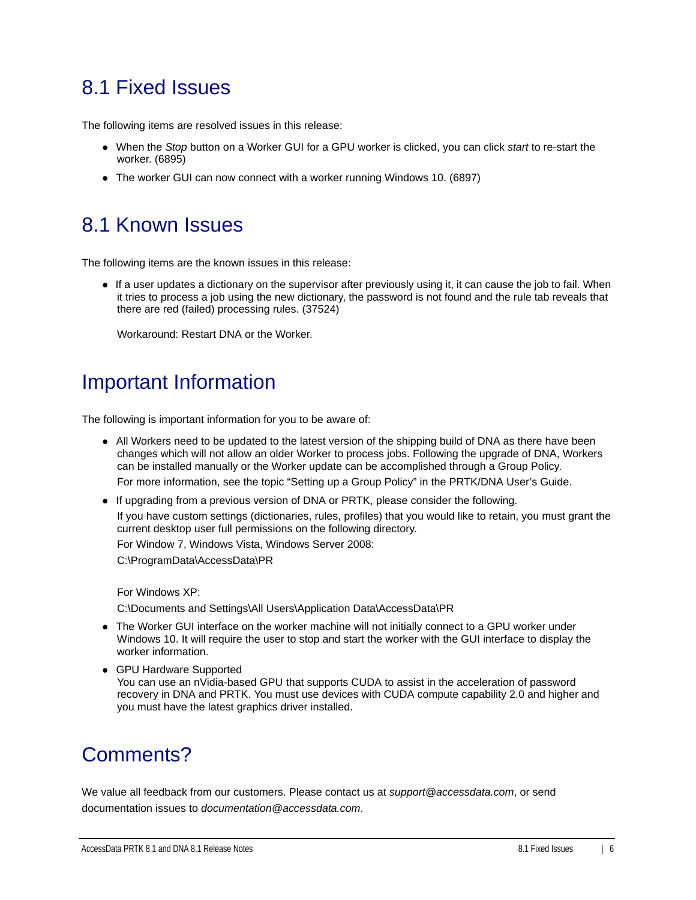## 8.1 Fixed Issues

The following items are resolved issues in this release:

- When the *Stop* button on a Worker GUI for a GPU worker is clicked, you can click *start* to re-start the worker. (6895)
- The worker GUI can now connect with a worker running Windows 10. (6897)

## 8.1 Known Issues

The following items are the known issues in this release:

- If a user updates a dictionary on the supervisor after previously using it, it can cause the job to fail. When it tries to process a job using the new dictionary, the password is not found and the rule tab reveals that there are red (failed) processing rules. (37524)

  Workaround: Restart DNA or the Worker.

## Important Information

The following is important information for you to be aware of:

- All Workers need to be updated to the latest version of the shipping build of DNA as there have been changes which will not allow an older Worker to process jobs. Following the upgrade of DNA, Workers can be installed manually or the Worker update can be accomplished through a Group Policy.

  For more information, see the topic “Setting up a Group Policy” in the PRTK/DNA User’s Guide.
- If upgrading from a previous version of DNA or PRTK, please consider the following.

  If you have custom settings (dictionaries, rules, profiles) that you would like to retain, you must grant the current desktop user full permissions on the following directory.

  For Window 7, Windows Vista, Windows Server 2008:

  C:\ProgramData\AccessData\PR

  For Windows XP:

  C:\Documents and Settings\All Users\Application Data\AccessData\PR
- The Worker GUI interface on the worker machine will not initially connect to a GPU worker under Windows 10. It will require the user to stop and start the worker with the GUI interface to display the worker information.
- GPU Hardware Supported

  You can use an nVidia-based GPU that supports CUDA to assist in the acceleration of password recovery in DNA and PRTK. You must use devices with CUDA compute capability 2.0 and higher and you must have the latest graphics driver installed.

## Comments?

We value all feedback from our customers. Please contact us at *support@accessdata.com*, or send documentation issues to *documentation@accessdata.com*.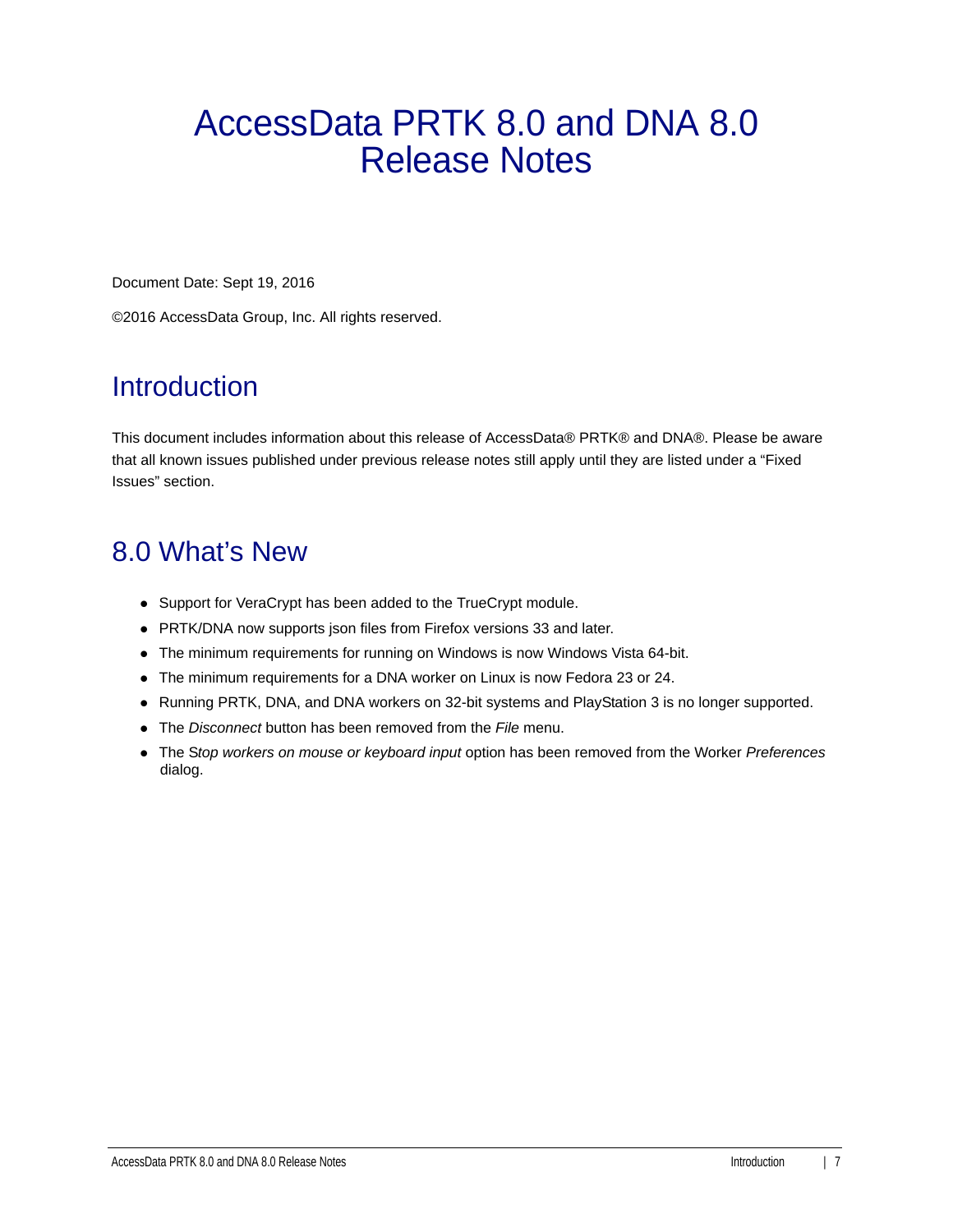# AccessData PRTK 8.0 and DNA 8.0 Release Notes

Document Date: Sept 19, 2016

©2016 AccessData Group, Inc. All rights reserved.

## Introduction

This document includes information about this release of AccessData® PRTK® and DNA®. Please be aware that all known issues published under previous release notes still apply until they are listed under a "Fixed Issues" section.

## 8.0 What's New

- Support for VeraCrypt has been added to the TrueCrypt module.
- PRTK/DNA now supports json files from Firefox versions 33 and later.
- The minimum requirements for running on Windows is now Windows Vista 64-bit.
- The minimum requirements for a DNA worker on Linux is now Fedora 23 or 24.
- Running PRTK, DNA, and DNA workers on 32-bit systems and PlayStation 3 is no longer supported.
- The *Disconnect* button has been removed from the *File* menu.
- The S*top workers on mouse or keyboard input* option has been removed from the Worker *Preferences* dialog.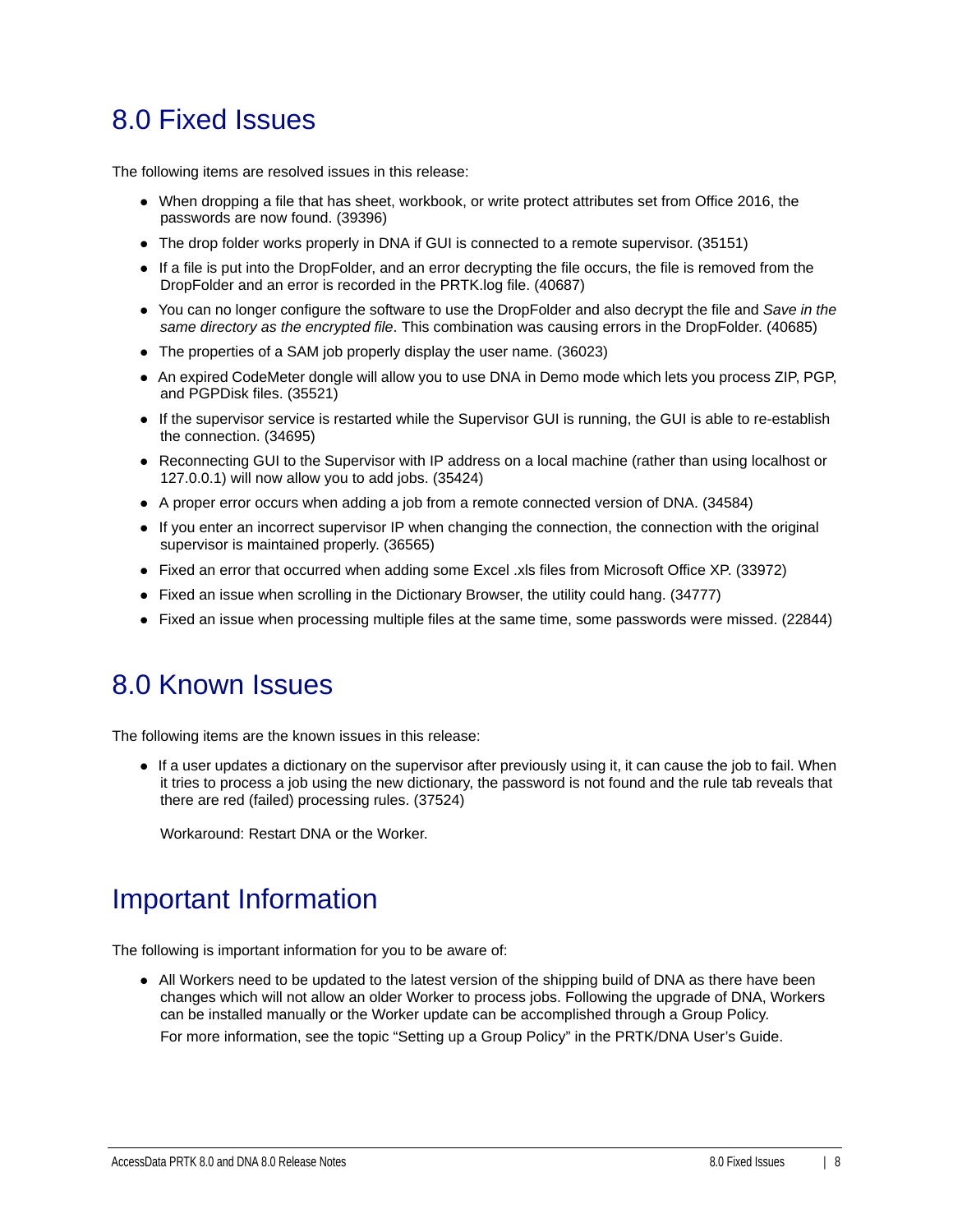# 8.0 Fixed Issues

The following items are resolved issues in this release:

- When dropping a file that has sheet, workbook, or write protect attributes set from Office 2016, the passwords are now found. (39396)
- The drop folder works properly in DNA if GUI is connected to a remote supervisor. (35151)
- If a file is put into the DropFolder, and an error decrypting the file occurs, the file is removed from the DropFolder and an error is recorded in the PRTK.log file. (40687)
- You can no longer configure the software to use the DropFolder and also decrypt the file and *Save in the same directory as the encrypted file*. This combination was causing errors in the DropFolder. (40685)
- The properties of a SAM job properly display the user name. (36023)
- An expired CodeMeter dongle will allow you to use DNA in Demo mode which lets you process ZIP, PGP, and PGPDisk files. (35521)
- If the supervisor service is restarted while the Supervisor GUI is running, the GUI is able to re-establish the connection. (34695)
- Reconnecting GUI to the Supervisor with IP address on a local machine (rather than using localhost or 127.0.0.1) will now allow you to add jobs. (35424)
- A proper error occurs when adding a job from a remote connected version of DNA. (34584)
- If you enter an incorrect supervisor IP when changing the connection, the connection with the original supervisor is maintained properly. (36565)
- Fixed an error that occurred when adding some Excel .xls files from Microsoft Office XP. (33972)
- Fixed an issue when scrolling in the Dictionary Browser, the utility could hang. (34777)
- Fixed an issue when processing multiple files at the same time, some passwords were missed. (22844)

# 8.0 Known Issues

The following items are the known issues in this release:

- If a user updates a dictionary on the supervisor after previously using it, it can cause the job to fail. When it tries to process a job using the new dictionary, the password is not found and the rule tab reveals that there are red (failed) processing rules. (37524)

  Workaround: Restart DNA or the Worker.

# Important Information

The following is important information for you to be aware of:

- All Workers need to be updated to the latest version of the shipping build of DNA as there have been changes which will not allow an older Worker to process jobs. Following the upgrade of DNA, Workers can be installed manually or the Worker update can be accomplished through a Group Policy.

  For more information, see the topic “Setting up a Group Policy” in the PRTK/DNA User’s Guide.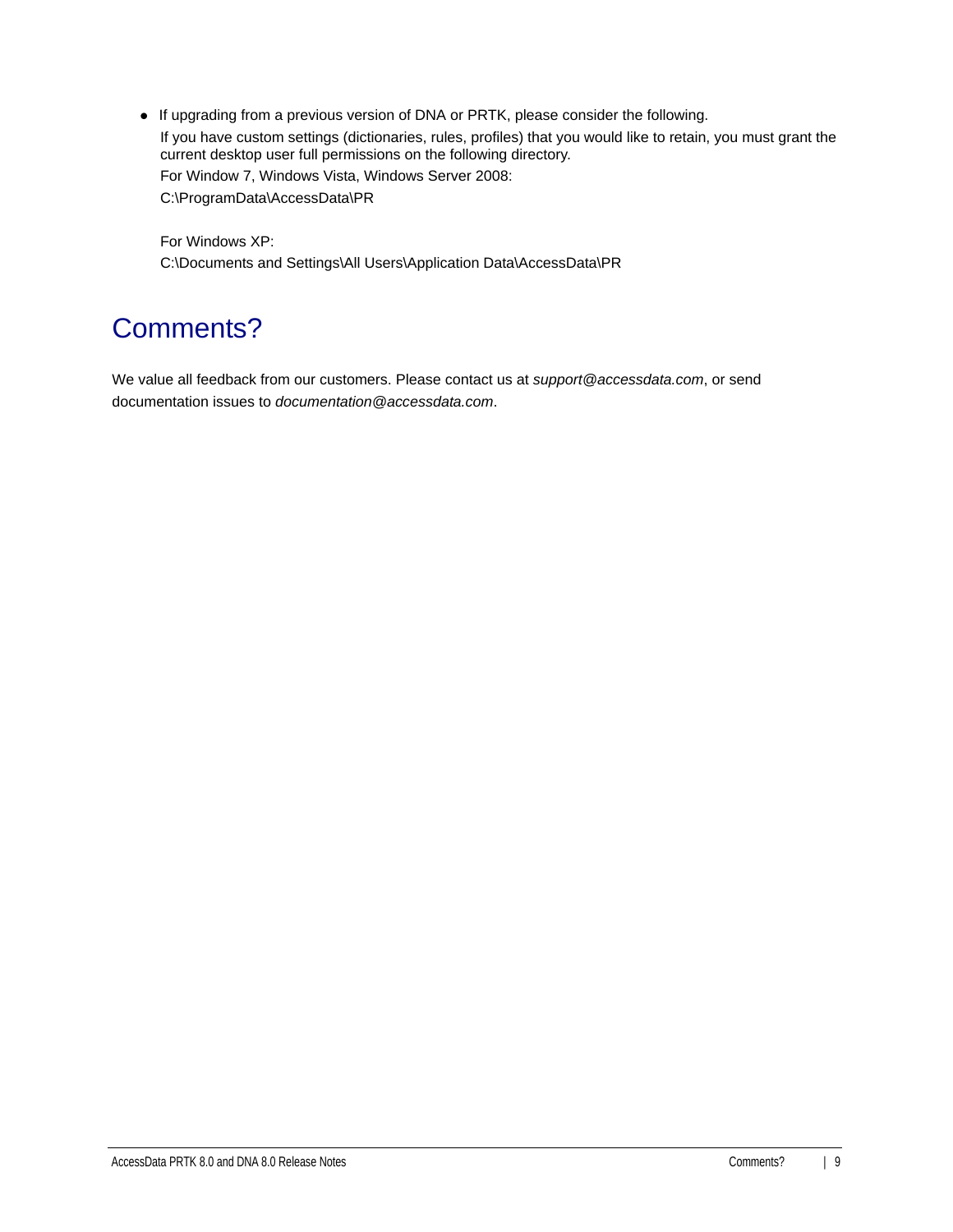- If upgrading from a previous version of DNA or PRTK, please consider the following.

  If you have custom settings (dictionaries, rules, profiles) that you would like to retain, you must grant the current desktop user full permissions on the following directory.

  For Window 7, Windows Vista, Windows Server 2008:

  C:\ProgramData\AccessData\PR

  For Windows XP:

  C:\Documents and Settings\All Users\Application Data\AccessData\PR

# Comments?

We value all feedback from our customers. Please contact us at *support@accessdata.com*, or send documentation issues to *documentation@accessdata.com*.